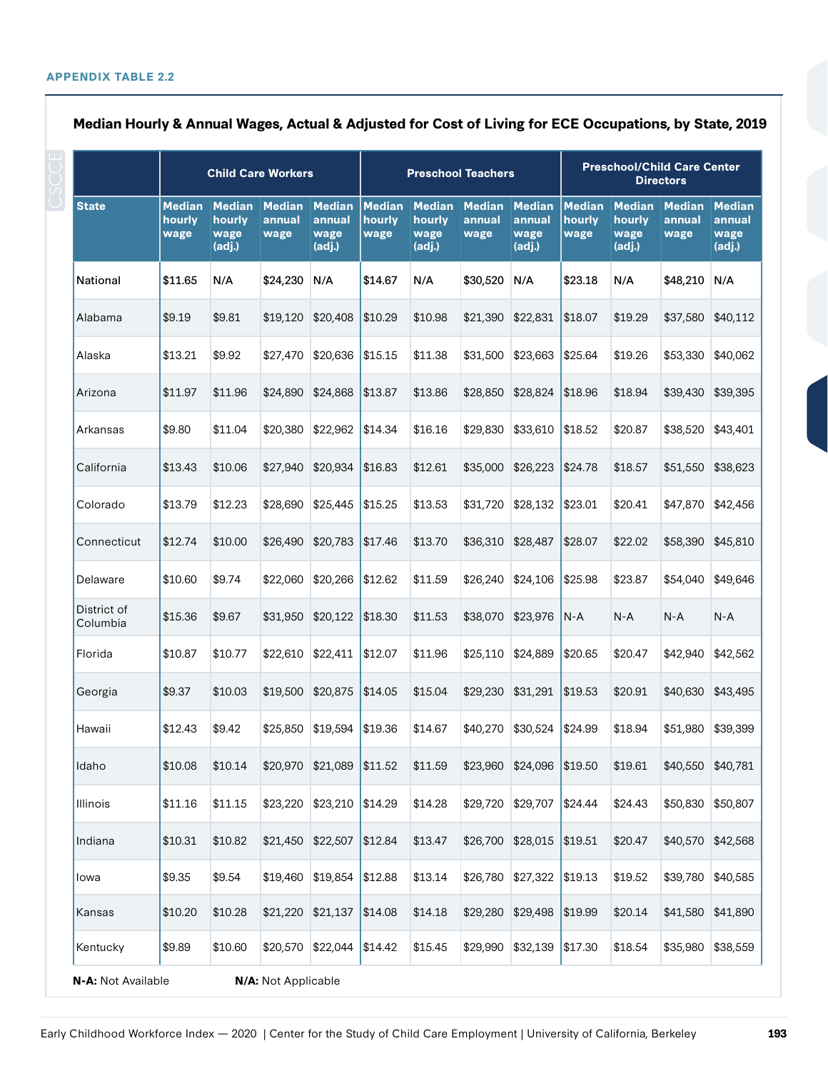APPENDIX TABLE 2.2

## Median Hourly & Annual Wages, Actual & Adjusted for Cost of Living for ECE Occupations, by State, 2019

| | Child Care Workers | | | | Preschool Teachers | | | | Preschool/Child Care Center Directors | | | |
|---|---|---|---|---|---|---|---|---|---|---|---|---|
| State | Median hourly wage | Median hourly wage (adj.) | Median annual wage | Median annual wage (adj.) | Median hourly wage | Median hourly wage (adj.) | Median annual wage | Median annual wage (adj.) | Median hourly wage | Median hourly wage (adj.) | Median annual wage | Median annual wage (adj.) |
| National | $11.65 | N/A | $24,230 | N/A | $14.67 | N/A | $30,520 | N/A | $23.18 | N/A | $48,210 | N/A |
| Alabama | $9.19 | $9.81 | $19,120 | $20,408 | $10.29 | $10.98 | $21,390 | $22,831 | $18.07 | $19.29 | $37,580 | $40,112 |
| Alaska | $13.21 | $9.92 | $27,470 | $20,636 | $15.15 | $11.38 | $31,500 | $23,663 | $25.64 | $19.26 | $53,330 | $40,062 |
| Arizona | $11.97 | $11.96 | $24,890 | $24,868 | $13.87 | $13.86 | $28,850 | $28,824 | $18.96 | $18.94 | $39,430 | $39,395 |
| Arkansas | $9.80 | $11.04 | $20,380 | $22,962 | $14.34 | $16.16 | $29,830 | $33,610 | $18.52 | $20.87 | $38,520 | $43,401 |
| California | $13.43 | $10.06 | $27,940 | $20,934 | $16.83 | $12.61 | $35,000 | $26,223 | $24.78 | $18.57 | $51,550 | $38,623 |
| Colorado | $13.79 | $12.23 | $28,690 | $25,445 | $15.25 | $13.53 | $31,720 | $28,132 | $23.01 | $20.41 | $47,870 | $42,456 |
| Connecticut | $12.74 | $10.00 | $26,490 | $20,783 | $17.46 | $13.70 | $36,310 | $28,487 | $28.07 | $22.02 | $58,390 | $45,810 |
| Delaware | $10.60 | $9.74 | $22,060 | $20,266 | $12.62 | $11.59 | $26,240 | $24,106 | $25.98 | $23.87 | $54,040 | $49,646 |
| District of Columbia | $15.36 | $9.67 | $31,950 | $20,122 | $18.30 | $11.53 | $38,070 | $23,976 | N-A | N-A | N-A | N-A |
| Florida | $10.87 | $10.77 | $22,610 | $22,411 | $12.07 | $11.96 | $25,110 | $24,889 | $20.65 | $20.47 | $42,940 | $42,562 |
| Georgia | $9.37 | $10.03 | $19,500 | $20,875 | $14.05 | $15.04 | $29,230 | $31,291 | $19.53 | $20.91 | $40,630 | $43,495 |
| Hawaii | $12.43 | $9.42 | $25,850 | $19,594 | $19.36 | $14.67 | $40,270 | $30,524 | $24.99 | $18.94 | $51,980 | $39,399 |
| Idaho | $10.08 | $10.14 | $20,970 | $21,089 | $11.52 | $11.59 | $23,960 | $24,096 | $19.50 | $19.61 | $40,550 | $40,781 |
| Illinois | $11.16 | $11.15 | $23,220 | $23,210 | $14.29 | $14.28 | $29,720 | $29,707 | $24.44 | $24.43 | $50,830 | $50,807 |
| Indiana | $10.31 | $10.82 | $21,450 | $22,507 | $12.84 | $13.47 | $26,700 | $28,015 | $19.51 | $20.47 | $40,570 | $42,568 |
| Iowa | $9.35 | $9.54 | $19,460 | $19,854 | $12.88 | $13.14 | $26,780 | $27,322 | $19.13 | $19.52 | $39,780 | $40,585 |
| Kansas | $10.20 | $10.28 | $21,220 | $21,137 | $14.08 | $14.18 | $29,280 | $29,498 | $19.99 | $20.14 | $41,580 | $41,890 |
| Kentucky | $9.89 | $10.60 | $20,570 | $22,044 | $14.42 | $15.45 | $29,990 | $32,139 | $17.30 | $18.54 | $35,980 | $38,559 |

**N-A:** Not Available **N/A:** Not Applicable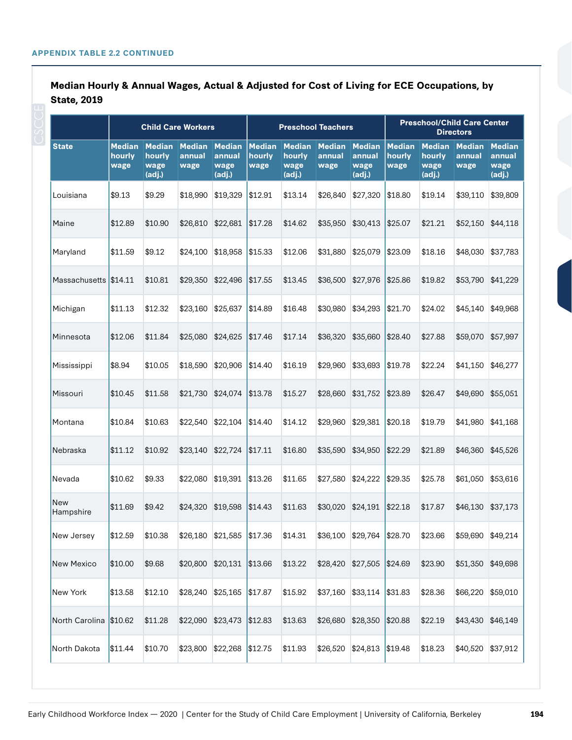APPENDIX TABLE 2.2 CONTINUED

### Median Hourly & Annual Wages, Actual & Adjusted for Cost of Living for ECE Occupations, by State, 2019

| | Child Care Workers | | | | Preschool Teachers | | | | Preschool/Child Care Center Directors | | | |
|---|---|---|---|---|---|---|---|---|---|---|---|---|
| State | Median hourly wage | Median hourly wage (adj.) | Median annual wage | Median annual wage (adj.) | Median hourly wage | Median hourly wage (adj.) | Median annual wage | Median annual wage (adj.) | Median hourly wage | Median hourly wage (adj.) | Median annual wage | Median annual wage (adj.) |
| Louisiana | $9.13 | $9.29 | $18,990 | $19,329 | $12.91 | $13.14 | $26,840 | $27,320 | $18.80 | $19.14 | $39,110 | $39,809 |
| Maine | $12.89 | $10.90 | $26,810 | $22,681 | $17.28 | $14.62 | $35,950 | $30,413 | $25.07 | $21.21 | $52,150 | $44,118 |
| Maryland | $11.59 | $9.12 | $24,100 | $18,958 | $15.33 | $12.06 | $31,880 | $25,079 | $23.09 | $18.16 | $48,030 | $37,783 |
| Massachusetts | $14.11 | $10.81 | $29,350 | $22,496 | $17.55 | $13.45 | $36,500 | $27,976 | $25.86 | $19.82 | $53,790 | $41,229 |
| Michigan | $11.13 | $12.32 | $23,160 | $25,637 | $14.89 | $16.48 | $30,980 | $34,293 | $21.70 | $24.02 | $45,140 | $49,968 |
| Minnesota | $12.06 | $11.84 | $25,080 | $24,625 | $17.46 | $17.14 | $36,320 | $35,660 | $28.40 | $27.88 | $59,070 | $57,997 |
| Mississippi | $8.94 | $10.05 | $18,590 | $20,906 | $14.40 | $16.19 | $29,960 | $33,693 | $19.78 | $22.24 | $41,150 | $46,277 |
| Missouri | $10.45 | $11.58 | $21,730 | $24,074 | $13.78 | $15.27 | $28,660 | $31,752 | $23.89 | $26.47 | $49,690 | $55,051 |
| Montana | $10.84 | $10.63 | $22,540 | $22,104 | $14.40 | $14.12 | $29,960 | $29,381 | $20.18 | $19.79 | $41,980 | $41,168 |
| Nebraska | $11.12 | $10.92 | $23,140 | $22,724 | $17.11 | $16.80 | $35,590 | $34,950 | $22.29 | $21.89 | $46,360 | $45,526 |
| Nevada | $10.62 | $9.33 | $22,080 | $19,391 | $13.26 | $11.65 | $27,580 | $24,222 | $29.35 | $25.78 | $61,050 | $53,616 |
| New Hampshire | $11.69 | $9.42 | $24,320 | $19,598 | $14.43 | $11.63 | $30,020 | $24,191 | $22.18 | $17.87 | $46,130 | $37,173 |
| New Jersey | $12.59 | $10.38 | $26,180 | $21,585 | $17.36 | $14.31 | $36,100 | $29,764 | $28.70 | $23.66 | $59,690 | $49,214 |
| New Mexico | $10.00 | $9.68 | $20,800 | $20,131 | $13.66 | $13.22 | $28,420 | $27,505 | $24.69 | $23.90 | $51,350 | $49,698 |
| New York | $13.58 | $12.10 | $28,240 | $25,165 | $17.87 | $15.92 | $37,160 | $33,114 | $31.83 | $28.36 | $66,220 | $59,010 |
| North Carolina | $10.62 | $11.28 | $22,090 | $23,473 | $12.83 | $13.63 | $26,680 | $28,350 | $20.88 | $22.19 | $43,430 | $46,149 |
| North Dakota | $11.44 | $10.70 | $23,800 | $22,268 | $12.75 | $11.93 | $26,520 | $24,813 | $19.48 | $18.23 | $40,520 | $37,912 |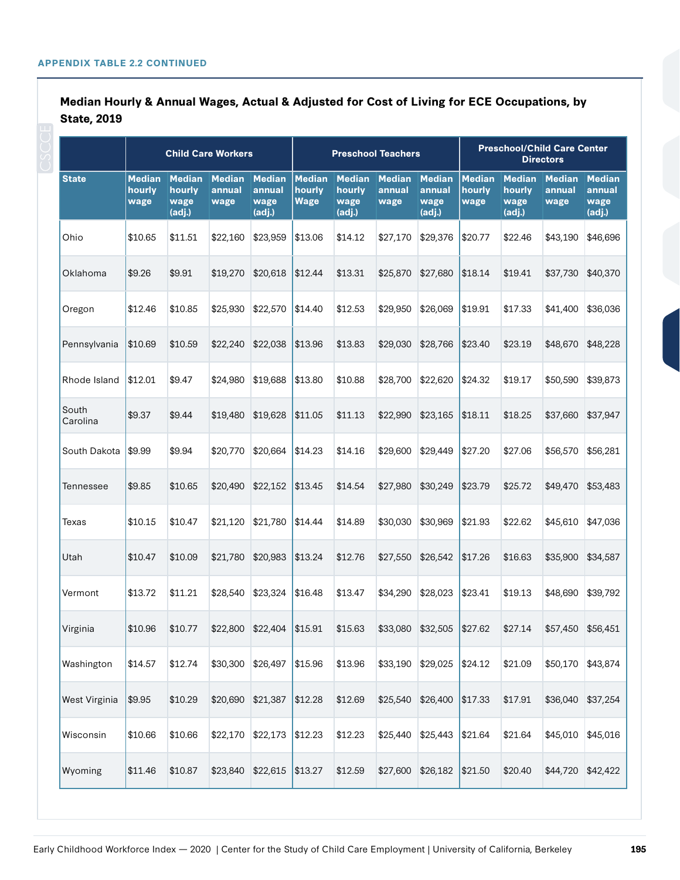APPENDIX TABLE 2.2 CONTINUED

**Median Hourly & Annual Wages, Actual & Adjusted for Cost of Living for ECE Occupations, by State, 2019**

| | Child Care Workers | | | | Preschool Teachers | | | | Preschool/Child Care Center Directors | | | |
|---|---|---|---|---|---|---|---|---|---|---|---|---|
| State | Median hourly wage | Median hourly wage (adj.) | Median annual wage | Median annual wage (adj.) | Median hourly Wage | Median hourly wage (adj.) | Median annual wage | Median annual wage (adj.) | Median hourly wage | Median hourly wage (adj.) | Median annual wage | Median annual wage (adj.) |
| Ohio | $10.65 | $11.51 | $22,160 | $23,959 | $13.06 | $14.12 | $27,170 | $29,376 | $20.77 | $22.46 | $43,190 | $46,696 |
| Oklahoma | $9.26 | $9.91 | $19,270 | $20,618 | $12.44 | $13.31 | $25,870 | $27,680 | $18.14 | $19.41 | $37,730 | $40,370 |
| Oregon | $12.46 | $10.85 | $25,930 | $22,570 | $14.40 | $12.53 | $29,950 | $26,069 | $19.91 | $17.33 | $41,400 | $36,036 |
| Pennsylvania | $10.69 | $10.59 | $22,240 | $22,038 | $13.96 | $13.83 | $29,030 | $28,766 | $23.40 | $23.19 | $48,670 | $48,228 |
| Rhode Island | $12.01 | $9.47 | $24,980 | $19,688 | $13.80 | $10.88 | $28,700 | $22,620 | $24.32 | $19.17 | $50,590 | $39,873 |
| South Carolina | $9.37 | $9.44 | $19,480 | $19,628 | $11.05 | $11.13 | $22,990 | $23,165 | $18.11 | $18.25 | $37,660 | $37,947 |
| South Dakota | $9.99 | $9.94 | $20,770 | $20,664 | $14.23 | $14.16 | $29,600 | $29,449 | $27.20 | $27.06 | $56,570 | $56,281 |
| Tennessee | $9.85 | $10.65 | $20,490 | $22,152 | $13.45 | $14.54 | $27,980 | $30,249 | $23.79 | $25.72 | $49,470 | $53,483 |
| Texas | $10.15 | $10.47 | $21,120 | $21,780 | $14.44 | $14.89 | $30,030 | $30,969 | $21.93 | $22.62 | $45,610 | $47,036 |
| Utah | $10.47 | $10.09 | $21,780 | $20,983 | $13.24 | $12.76 | $27,550 | $26,542 | $17.26 | $16.63 | $35,900 | $34,587 |
| Vermont | $13.72 | $11.21 | $28,540 | $23,324 | $16.48 | $13.47 | $34,290 | $28,023 | $23.41 | $19.13 | $48,690 | $39,792 |
| Virginia | $10.96 | $10.77 | $22,800 | $22,404 | $15.91 | $15.63 | $33,080 | $32,505 | $27.62 | $27.14 | $57,450 | $56,451 |
| Washington | $14.57 | $12.74 | $30,300 | $26,497 | $15.96 | $13.96 | $33,190 | $29,025 | $24.12 | $21.09 | $50,170 | $43,874 |
| West Virginia | $9.95 | $10.29 | $20,690 | $21,387 | $12.28 | $12.69 | $25,540 | $26,400 | $17.33 | $17.91 | $36,040 | $37,254 |
| Wisconsin | $10.66 | $10.66 | $22,170 | $22,173 | $12.23 | $12.23 | $25,440 | $25,443 | $21.64 | $21.64 | $45,010 | $45,016 |
| Wyoming | $11.46 | $10.87 | $23,840 | $22,615 | $13.27 | $12.59 | $27,600 | $26,182 | $21.50 | $20.40 | $44,720 | $42,422 |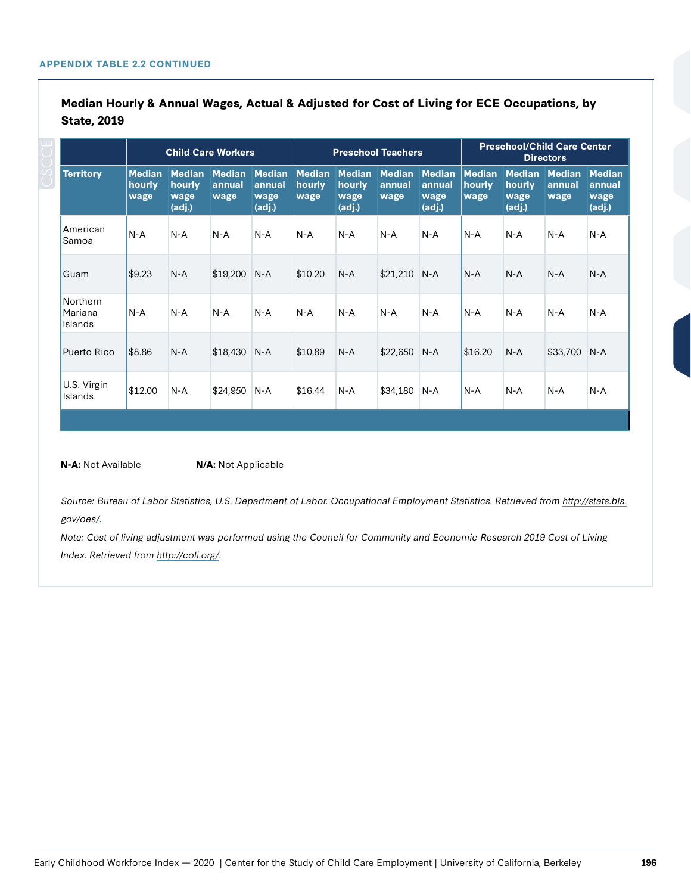**APPENDIX TABLE 2.2 CONTINUED**

## Median Hourly & Annual Wages, Actual & Adjusted for Cost of Living for ECE Occupations, by State, 2019

| | Child Care Workers | | | | Preschool Teachers | | | | Preschool/Child Care Center Directors | | | |
|---|---|---|---|---|---|---|---|---|---|---|---|---|
| **Territory** | **Median hourly wage** | **Median hourly wage (adj.)** | **Median annual wage** | **Median annual wage (adj.)** | **Median hourly wage** | **Median hourly wage (adj.)** | **Median annual wage** | **Median annual wage (adj.)** | **Median hourly wage** | **Median hourly wage (adj.)** | **Median annual wage** | **Median annual wage (adj.)** |
| American Samoa | N-A | N-A | N-A | N-A | N-A | N-A | N-A | N-A | N-A | N-A | N-A | N-A |
| Guam | $9.23 | N-A | $19,200 | N-A | $10.20 | N-A | $21,210 | N-A | N-A | N-A | N-A | N-A |
| Northern Mariana Islands | N-A | N-A | N-A | N-A | N-A | N-A | N-A | N-A | N-A | N-A | N-A | N-A |
| Puerto Rico | $8.86 | N-A | $18,430 | N-A | $10.89 | N-A | $22,650 | N-A | $16.20 | N-A | $33,700 | N-A |
| U.S. Virgin Islands | $12.00 | N-A | $24,950 | N-A | $16.44 | N-A | $34,180 | N-A | N-A | N-A | N-A | N-A |

**N-A:** Not Available **N/A:** Not Applicable

*Source: Bureau of Labor Statistics, U.S. Department of Labor. Occupational Employment Statistics. Retrieved from http://stats.bls.gov/oes/.*

*Note: Cost of living adjustment was performed using the Council for Community and Economic Research 2019 Cost of Living Index. Retrieved from http://coli.org/.*